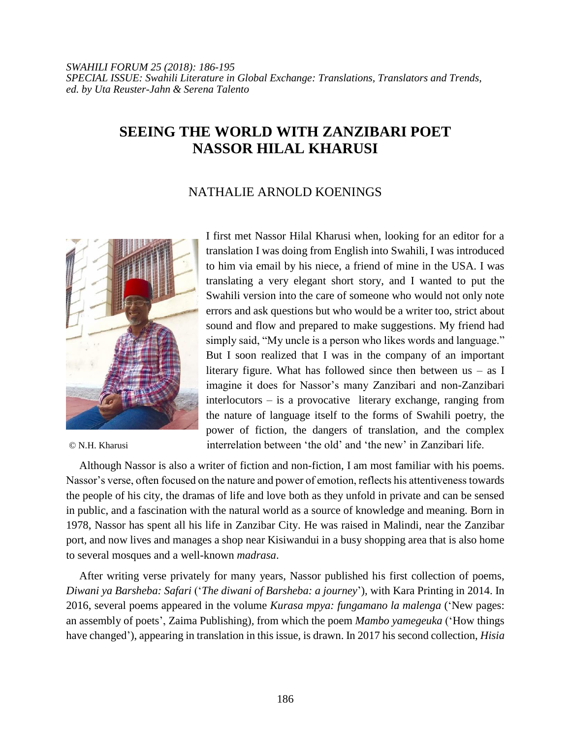*SWAHILI FORUM 25 (2018): 186-195*
*SPECIAL ISSUE: Swahili Literature in Global Exchange: Translations, Translators and Trends, ed. by Uta Reuster-Jahn & Serena Talento*

# SEEING THE WORLD WITH ZANZIBARI POET NASSOR HILAL KHARUSI

NATHALIE ARNOLD KOENINGS

© N.H. Kharusi

I first met Nassor Hilal Kharusi when, looking for an editor for a translation I was doing from English into Swahili, I was introduced to him via email by his niece, a friend of mine in the USA. I was translating a very elegant short story, and I wanted to put the Swahili version into the care of someone who would not only note errors and ask questions but who would be a writer too, strict about sound and flow and prepared to make suggestions. My friend had simply said, "My uncle is a person who likes words and language." But I soon realized that I was in the company of an important literary figure. What has followed since then between us – as I imagine it does for Nassor's many Zanzibari and non-Zanzibari interlocutors – is a provocative literary exchange, ranging from the nature of language itself to the forms of Swahili poetry, the power of fiction, the dangers of translation, and the complex interrelation between 'the old' and 'the new' in Zanzibari life.

Although Nassor is also a writer of fiction and non-fiction, I am most familiar with his poems. Nassor's verse, often focused on the nature and power of emotion, reflects his attentiveness towards the people of his city, the dramas of life and love both as they unfold in private and can be sensed in public, and a fascination with the natural world as a source of knowledge and meaning. Born in 1978, Nassor has spent all his life in Zanzibar City. He was raised in Malindi, near the Zanzibar port, and now lives and manages a shop near Kisiwandui in a busy shopping area that is also home to several mosques and a well-known *madrasa*.

After writing verse privately for many years, Nassor published his first collection of poems, *Diwani ya Barsheba: Safari* ('*The diwani of Barsheba: a journey*'), with Kara Printing in 2014. In 2016, several poems appeared in the volume *Kurasa mpya: fungamano la malenga* ('New pages: an assembly of poets', Zaima Publishing), from which the poem *Mambo yamegeuka* ('How things have changed'), appearing in translation in this issue, is drawn. In 2017 his second collection, *Hisia*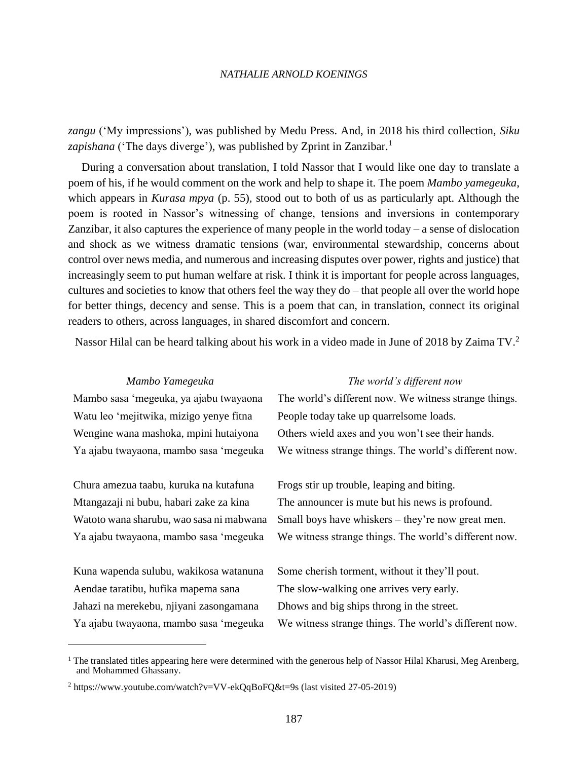*zangu* ('My impressions'), was published by Medu Press. And, in 2018 his third collection, *Siku zapishana* ('The days diverge'), was published by Zprint in Zanzibar.[1]

During a conversation about translation, I told Nassor that I would like one day to translate a poem of his, if he would comment on the work and help to shape it. The poem *Mambo yamegeuka*, which appears in *Kurasa mpya* (p. 55), stood out to both of us as particularly apt. Although the poem is rooted in Nassor's witnessing of change, tensions and inversions in contemporary Zanzibar, it also captures the experience of many people in the world today – a sense of dislocation and shock as we witness dramatic tensions (war, environmental stewardship, concerns about control over news media, and numerous and increasing disputes over power, rights and justice) that increasingly seem to put human welfare at risk. I think it is important for people across languages, cultures and societies to know that others feel the way they do – that people all over the world hope for better things, decency and sense. This is a poem that can, in translation, connect its original readers to others, across languages, in shared discomfort and concern.

Nassor Hilal can be heard talking about his work in a video made in June of 2018 by Zaima TV.[2]

| *Mambo Yamegeuka* | *The world's different now* |
|---|---|
| Mambo sasa 'megeuka, ya ajabu twayaona | The world's different now. We witness strange things. |
| Watu leo 'mejitwika, mizigo yenye fitna | People today take up quarrelsome loads. |
| Wengine wana mashoka, mpini hutaiyona | Others wield axes and you won't see their hands. |
| Ya ajabu twayaona, mambo sasa 'megeuka | We witness strange things. The world's different now. |
| | |
| Chura amezua taabu, kuruka na kutafuna | Frogs stir up trouble, leaping and biting. |
| Mtangazaji ni bubu, habari zake za kina | The announcer is mute but his news is profound. |
| Watoto wana sharubu, wao sasa ni mabwana | Small boys have whiskers – they're now great men. |
| Ya ajabu twayaona, mambo sasa 'megeuka | We witness strange things. The world's different now. |
| | |
| Kuna wapenda sulubu, wakikosa watanuna | Some cherish torment, without it they'll pout. |
| Aendae taratibu, hufika mapema sana | The slow-walking one arrives very early. |
| Jahazi na merekebu, njiyani zasongamana | Dhows and big ships throng in the street. |
| Ya ajabu twayaona, mambo sasa 'megeuka | We witness strange things. The world's different now. |

[1] The translated titles appearing here were determined with the generous help of Nassor Hilal Kharusi, Meg Arenberg, and Mohammed Ghassany.

[2] https://www.youtube.com/watch?v=VV-ekQqBoFQ&t=9s (last visited 27-05-2019)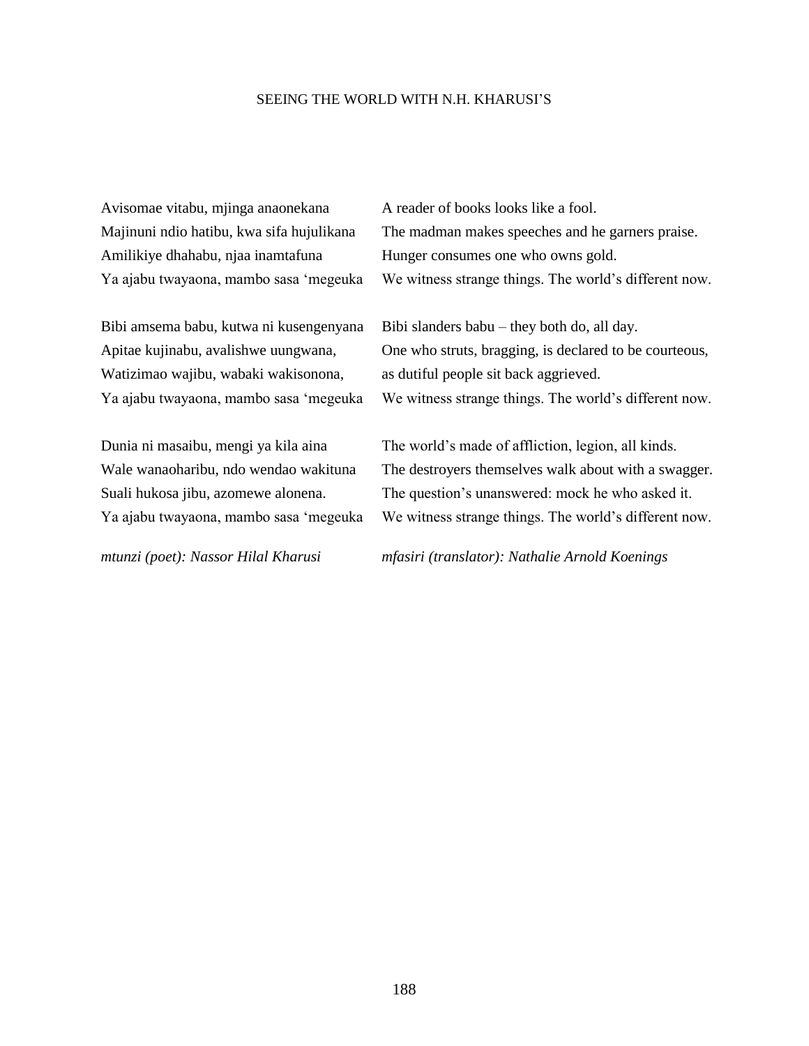| | |
|---|---|
| Avisomae vitabu, mjinga anaonekana | A reader of books looks like a fool. |
| Majinuni ndio hatibu, kwa sifa hujulikana | The madman makes speeches and he garners praise. |
| Amilikiye dhahabu, njaa inamtafuna | Hunger consumes one who owns gold. |
| Ya ajabu twayaona, mambo sasa 'megeuka | We witness strange things. The world's different now. |
| | |
| Bibi amsema babu, kutwa ni kusengenyana | Bibi slanders babu – they both do, all day. |
| Apitae kujinabu, avalishwe uungwana, | One who struts, bragging, is declared to be courteous, |
| Watizimao wajibu, wabaki wakisonona, | as dutiful people sit back aggrieved. |
| Ya ajabu twayaona, mambo sasa 'megeuka | We witness strange things. The world's different now. |
| | |
| Dunia ni masaibu, mengi ya kila aina | The world's made of affliction, legion, all kinds. |
| Wale wanaoharibu, ndo wendao wakituna | The destroyers themselves walk about with a swagger. |
| Suali hukosa jibu, azomewe alonena. | The question's unanswered: mock he who asked it. |
| Ya ajabu twayaona, mambo sasa 'megeuka | We witness strange things. The world's different now. |
| | |
| *mtunzi (poet): Nassor Hilal Kharusi* | *mfasiri (translator): Nathalie Arnold Koenings* |